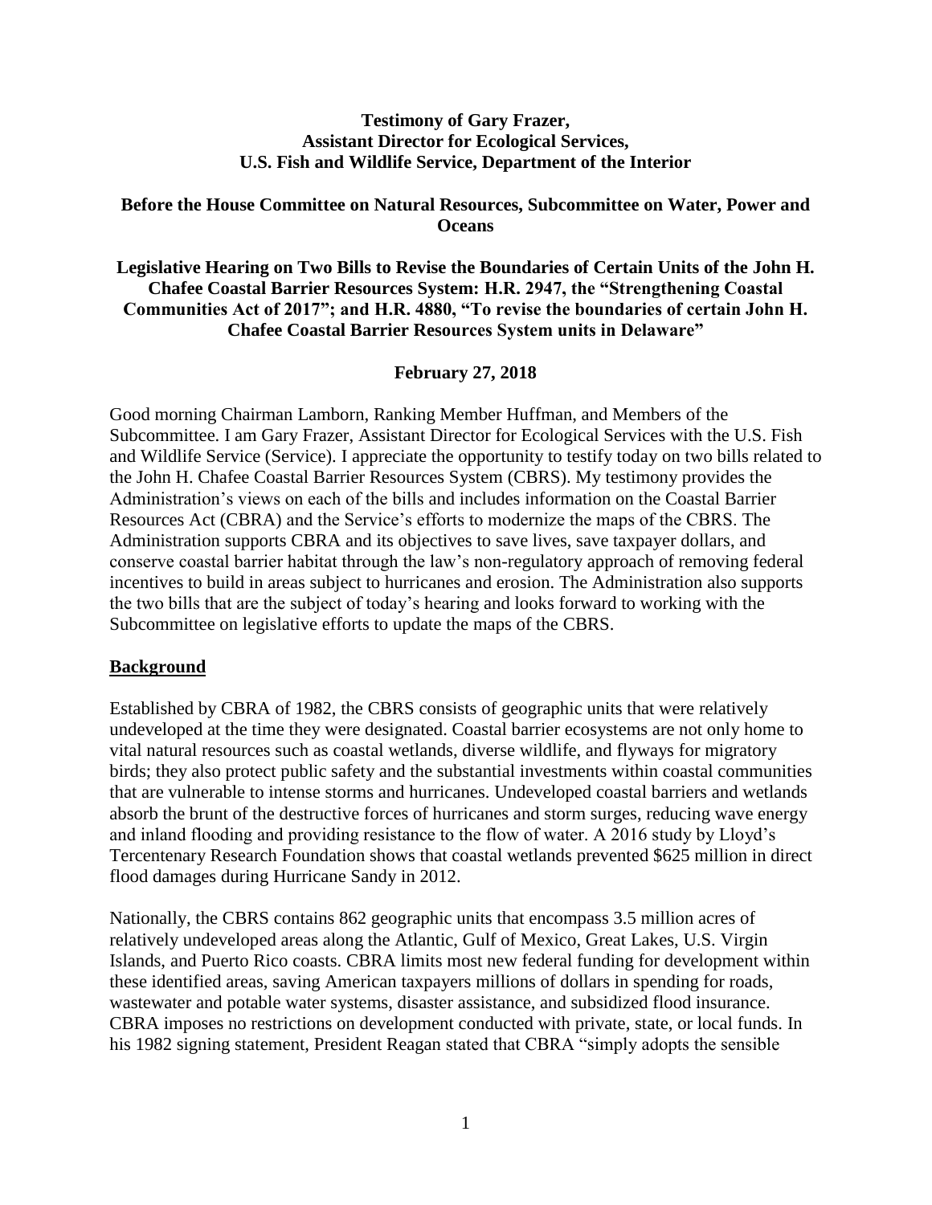**Testimony of Gary Frazer,**
**Assistant Director for Ecological Services,**
**U.S. Fish and Wildlife Service, Department of the Interior**

**Before the House Committee on Natural Resources, Subcommittee on Water, Power and Oceans**

**Legislative Hearing on Two Bills to Revise the Boundaries of Certain Units of the John H. Chafee Coastal Barrier Resources System: H.R. 2947, the "Strengthening Coastal Communities Act of 2017"; and H.R. 4880, "To revise the boundaries of certain John H. Chafee Coastal Barrier Resources System units in Delaware"**

**February 27, 2018**

Good morning Chairman Lamborn, Ranking Member Huffman, and Members of the Subcommittee. I am Gary Frazer, Assistant Director for Ecological Services with the U.S. Fish and Wildlife Service (Service). I appreciate the opportunity to testify today on two bills related to the John H. Chafee Coastal Barrier Resources System (CBRS). My testimony provides the Administration's views on each of the bills and includes information on the Coastal Barrier Resources Act (CBRA) and the Service's efforts to modernize the maps of the CBRS. The Administration supports CBRA and its objectives to save lives, save taxpayer dollars, and conserve coastal barrier habitat through the law's non-regulatory approach of removing federal incentives to build in areas subject to hurricanes and erosion. The Administration also supports the two bills that are the subject of today's hearing and looks forward to working with the Subcommittee on legislative efforts to update the maps of the CBRS.

## Background

Established by CBRA of 1982, the CBRS consists of geographic units that were relatively undeveloped at the time they were designated. Coastal barrier ecosystems are not only home to vital natural resources such as coastal wetlands, diverse wildlife, and flyways for migratory birds; they also protect public safety and the substantial investments within coastal communities that are vulnerable to intense storms and hurricanes. Undeveloped coastal barriers and wetlands absorb the brunt of the destructive forces of hurricanes and storm surges, reducing wave energy and inland flooding and providing resistance to the flow of water. A 2016 study by Lloyd's Tercentenary Research Foundation shows that coastal wetlands prevented $625 million in direct flood damages during Hurricane Sandy in 2012.

Nationally, the CBRS contains 862 geographic units that encompass 3.5 million acres of relatively undeveloped areas along the Atlantic, Gulf of Mexico, Great Lakes, U.S. Virgin Islands, and Puerto Rico coasts. CBRA limits most new federal funding for development within these identified areas, saving American taxpayers millions of dollars in spending for roads, wastewater and potable water systems, disaster assistance, and subsidized flood insurance. CBRA imposes no restrictions on development conducted with private, state, or local funds. In his 1982 signing statement, President Reagan stated that CBRA "simply adopts the sensible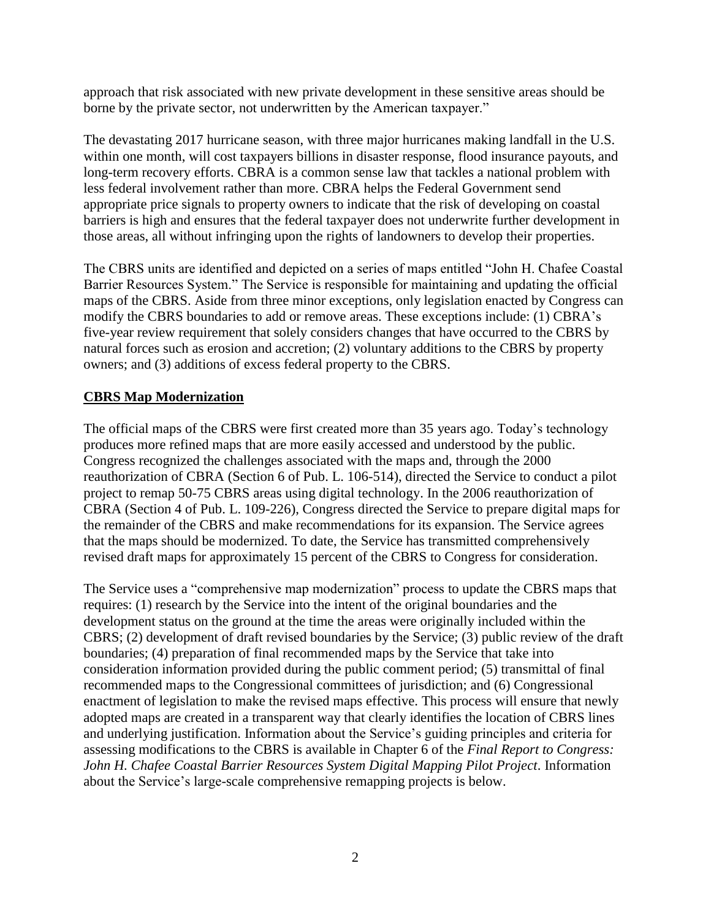approach that risk associated with new private development in these sensitive areas should be borne by the private sector, not underwritten by the American taxpayer."

The devastating 2017 hurricane season, with three major hurricanes making landfall in the U.S. within one month, will cost taxpayers billions in disaster response, flood insurance payouts, and long-term recovery efforts. CBRA is a common sense law that tackles a national problem with less federal involvement rather than more. CBRA helps the Federal Government send appropriate price signals to property owners to indicate that the risk of developing on coastal barriers is high and ensures that the federal taxpayer does not underwrite further development in those areas, all without infringing upon the rights of landowners to develop their properties.

The CBRS units are identified and depicted on a series of maps entitled "John H. Chafee Coastal Barrier Resources System." The Service is responsible for maintaining and updating the official maps of the CBRS. Aside from three minor exceptions, only legislation enacted by Congress can modify the CBRS boundaries to add or remove areas. These exceptions include: (1) CBRA's five-year review requirement that solely considers changes that have occurred to the CBRS by natural forces such as erosion and accretion; (2) voluntary additions to the CBRS by property owners; and (3) additions of excess federal property to the CBRS.

## CBRS Map Modernization

The official maps of the CBRS were first created more than 35 years ago. Today's technology produces more refined maps that are more easily accessed and understood by the public. Congress recognized the challenges associated with the maps and, through the 2000 reauthorization of CBRA (Section 6 of Pub. L. 106-514), directed the Service to conduct a pilot project to remap 50-75 CBRS areas using digital technology. In the 2006 reauthorization of CBRA (Section 4 of Pub. L. 109-226), Congress directed the Service to prepare digital maps for the remainder of the CBRS and make recommendations for its expansion. The Service agrees that the maps should be modernized. To date, the Service has transmitted comprehensively revised draft maps for approximately 15 percent of the CBRS to Congress for consideration.

The Service uses a "comprehensive map modernization" process to update the CBRS maps that requires: (1) research by the Service into the intent of the original boundaries and the development status on the ground at the time the areas were originally included within the CBRS; (2) development of draft revised boundaries by the Service; (3) public review of the draft boundaries; (4) preparation of final recommended maps by the Service that take into consideration information provided during the public comment period; (5) transmittal of final recommended maps to the Congressional committees of jurisdiction; and (6) Congressional enactment of legislation to make the revised maps effective. This process will ensure that newly adopted maps are created in a transparent way that clearly identifies the location of CBRS lines and underlying justification. Information about the Service's guiding principles and criteria for assessing modifications to the CBRS is available in Chapter 6 of the *Final Report to Congress: John H. Chafee Coastal Barrier Resources System Digital Mapping Pilot Project*. Information about the Service's large-scale comprehensive remapping projects is below.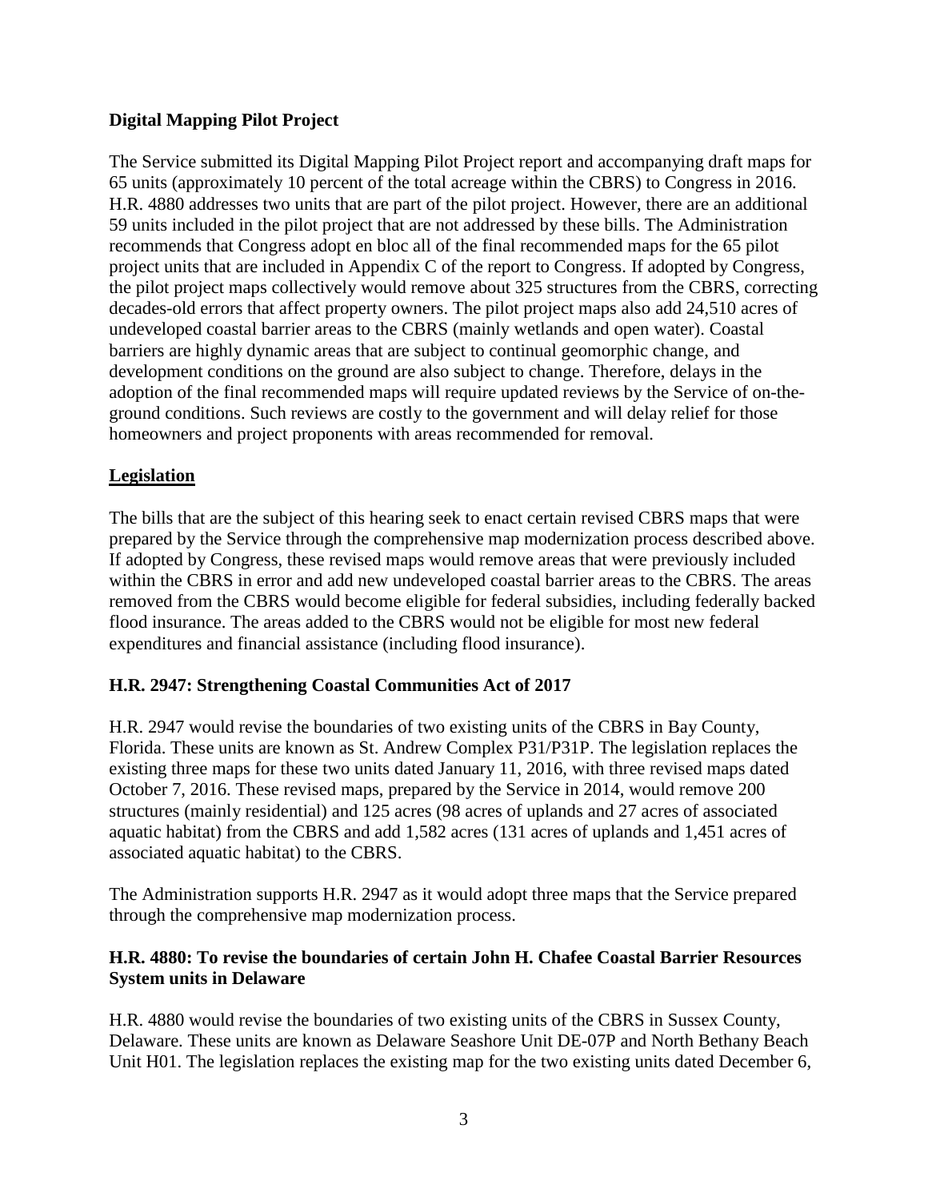**Digital Mapping Pilot Project**

The Service submitted its Digital Mapping Pilot Project report and accompanying draft maps for 65 units (approximately 10 percent of the total acreage within the CBRS) to Congress in 2016. H.R. 4880 addresses two units that are part of the pilot project. However, there are an additional 59 units included in the pilot project that are not addressed by these bills. The Administration recommends that Congress adopt en bloc all of the final recommended maps for the 65 pilot project units that are included in Appendix C of the report to Congress. If adopted by Congress, the pilot project maps collectively would remove about 325 structures from the CBRS, correcting decades-old errors that affect property owners. The pilot project maps also add 24,510 acres of undeveloped coastal barrier areas to the CBRS (mainly wetlands and open water). Coastal barriers are highly dynamic areas that are subject to continual geomorphic change, and development conditions on the ground are also subject to change. Therefore, delays in the adoption of the final recommended maps will require updated reviews by the Service of on-the-ground conditions. Such reviews are costly to the government and will delay relief for those homeowners and project proponents with areas recommended for removal.

**Legislation**

The bills that are the subject of this hearing seek to enact certain revised CBRS maps that were prepared by the Service through the comprehensive map modernization process described above. If adopted by Congress, these revised maps would remove areas that were previously included within the CBRS in error and add new undeveloped coastal barrier areas to the CBRS. The areas removed from the CBRS would become eligible for federal subsidies, including federally backed flood insurance. The areas added to the CBRS would not be eligible for most new federal expenditures and financial assistance (including flood insurance).

**H.R. 2947: Strengthening Coastal Communities Act of 2017**

H.R. 2947 would revise the boundaries of two existing units of the CBRS in Bay County, Florida. These units are known as St. Andrew Complex P31/P31P. The legislation replaces the existing three maps for these two units dated January 11, 2016, with three revised maps dated October 7, 2016. These revised maps, prepared by the Service in 2014, would remove 200 structures (mainly residential) and 125 acres (98 acres of uplands and 27 acres of associated aquatic habitat) from the CBRS and add 1,582 acres (131 acres of uplands and 1,451 acres of associated aquatic habitat) to the CBRS.

The Administration supports H.R. 2947 as it would adopt three maps that the Service prepared through the comprehensive map modernization process.

**H.R. 4880: To revise the boundaries of certain John H. Chafee Coastal Barrier Resources System units in Delaware**

H.R. 4880 would revise the boundaries of two existing units of the CBRS in Sussex County, Delaware. These units are known as Delaware Seashore Unit DE-07P and North Bethany Beach Unit H01. The legislation replaces the existing map for the two existing units dated December 6,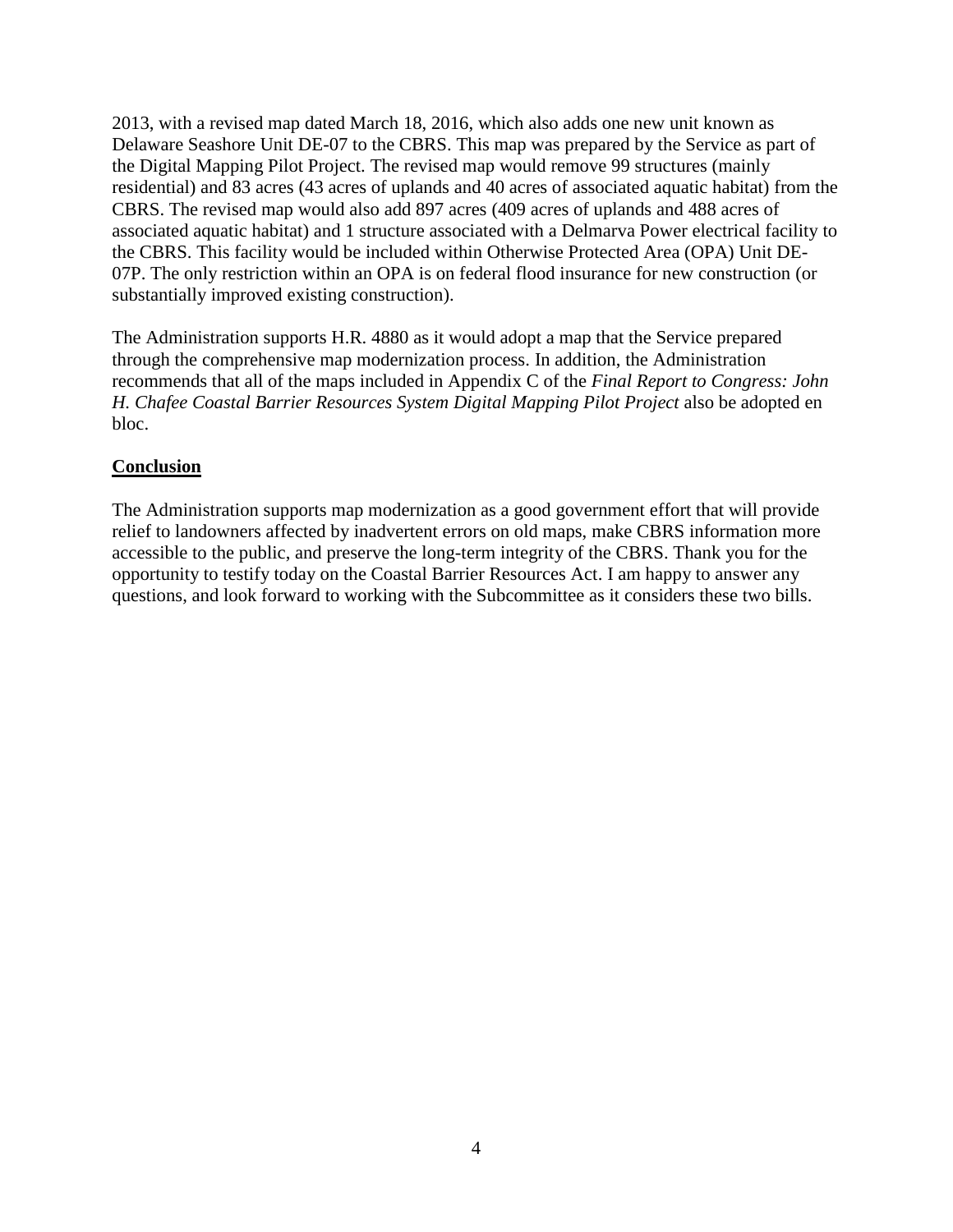2013, with a revised map dated March 18, 2016, which also adds one new unit known as Delaware Seashore Unit DE-07 to the CBRS. This map was prepared by the Service as part of the Digital Mapping Pilot Project. The revised map would remove 99 structures (mainly residential) and 83 acres (43 acres of uplands and 40 acres of associated aquatic habitat) from the CBRS. The revised map would also add 897 acres (409 acres of uplands and 488 acres of associated aquatic habitat) and 1 structure associated with a Delmarva Power electrical facility to the CBRS. This facility would be included within Otherwise Protected Area (OPA) Unit DE-07P. The only restriction within an OPA is on federal flood insurance for new construction (or substantially improved existing construction).

The Administration supports H.R. 4880 as it would adopt a map that the Service prepared through the comprehensive map modernization process. In addition, the Administration recommends that all of the maps included in Appendix C of the *Final Report to Congress: John H. Chafee Coastal Barrier Resources System Digital Mapping Pilot Project* also be adopted en bloc.

## Conclusion

The Administration supports map modernization as a good government effort that will provide relief to landowners affected by inadvertent errors on old maps, make CBRS information more accessible to the public, and preserve the long-term integrity of the CBRS. Thank you for the opportunity to testify today on the Coastal Barrier Resources Act. I am happy to answer any questions, and look forward to working with the Subcommittee as it considers these two bills.